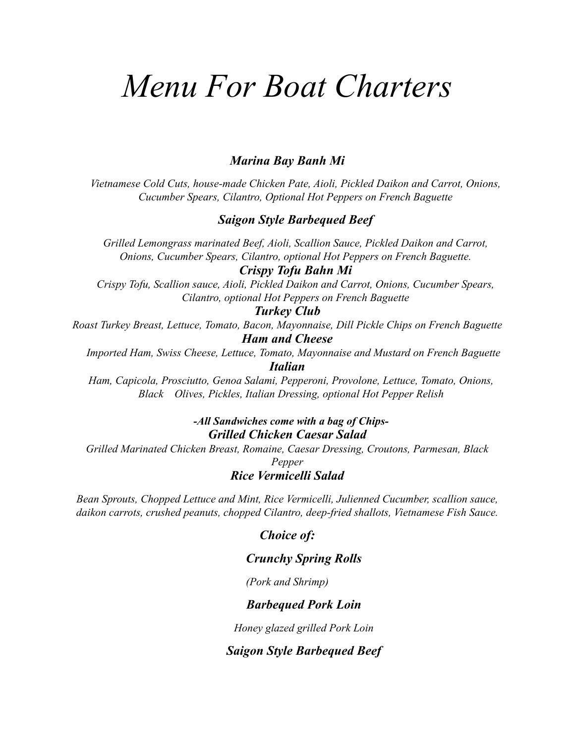# *Menu For Boat Charters*

### ***Marina Bay Banh Mi***

*Vietnamese Cold Cuts, house-made Chicken Pate, Aioli, Pickled Daikon and Carrot, Onions, Cucumber Spears, Cilantro, Optional Hot Peppers on French Baguette*

### ***Saigon Style Barbequed Beef***

*Grilled Lemongrass marinated Beef, Aioli, Scallion Sauce, Pickled Daikon and Carrot, Onions, Cucumber Spears, Cilantro, optional Hot Peppers on French Baguette.*

### ***Crispy Tofu Bahn Mi***

*Crispy Tofu, Scallion sauce, Aioli, Pickled Daikon and Carrot, Onions, Cucumber Spears, Cilantro, optional Hot Peppers on French Baguette*

### ***Turkey Club***

*Roast Turkey Breast, Lettuce, Tomato, Bacon, Mayonnaise, Dill Pickle Chips on French Baguette*

### ***Ham and Cheese***

*Imported Ham, Swiss Cheese, Lettuce, Tomato, Mayonnaise and Mustard on French Baguette*

### ***Italian***

*Ham, Capicola, Prosciutto, Genoa Salami, Pepperoni, Provolone, Lettuce, Tomato, Onions, Black Olives, Pickles, Italian Dressing, optional Hot Pepper Relish*

***-All Sandwiches come with a bag of Chips-***

### ***Grilled Chicken Caesar Salad***

*Grilled Marinated Chicken Breast, Romaine, Caesar Dressing, Croutons, Parmesan, Black Pepper*

### ***Rice Vermicelli Salad***

*Bean Sprouts, Chopped Lettuce and Mint, Rice Vermicelli, Julienned Cucumber, scallion sauce, daikon carrots, crushed peanuts, chopped Cilantro, deep-fried shallots, Vietnamese Fish Sauce.*

***Choice of:***

***Crunchy Spring Rolls***

*(Pork and Shrimp)*

***Barbequed Pork Loin***

*Honey glazed grilled Pork Loin*

***Saigon Style Barbequed Beef***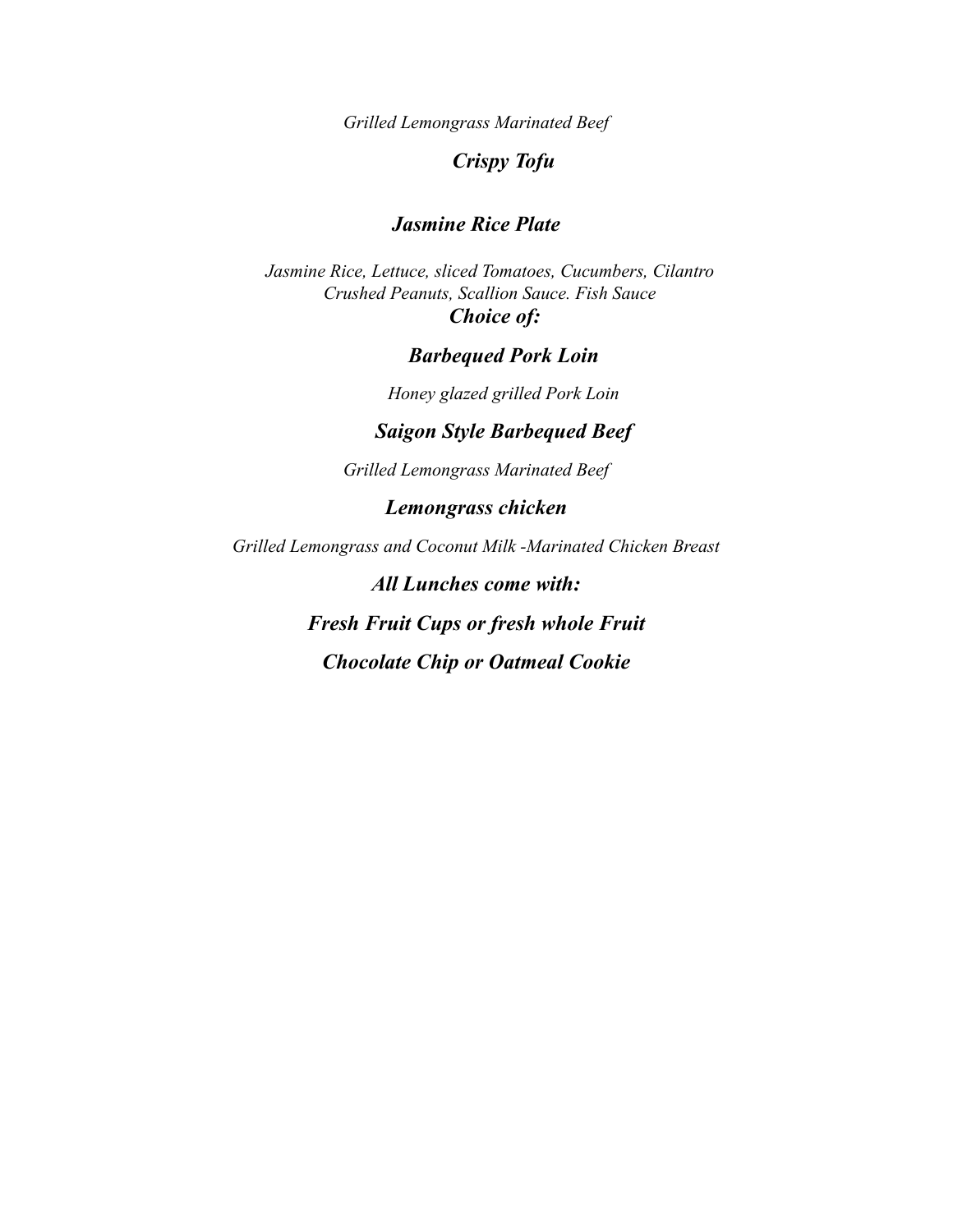*Grilled Lemongrass Marinated Beef*

***Crispy Tofu***

### *Jasmine Rice Plate*

*Jasmine Rice, Lettuce, sliced Tomatoes, Cucumbers, Cilantro*
*Crushed Peanuts, Scallion Sauce. Fish Sauce*

***Choice of:***

***Barbequed Pork Loin***

*Honey glazed grilled Pork Loin*

***Saigon Style Barbequed Beef***

*Grilled Lemongrass Marinated Beef*

***Lemongrass chicken***

*Grilled Lemongrass and Coconut Milk -Marinated Chicken Breast*

***All Lunches come with:***

***Fresh Fruit Cups or fresh whole Fruit***

***Chocolate Chip or Oatmeal Cookie***